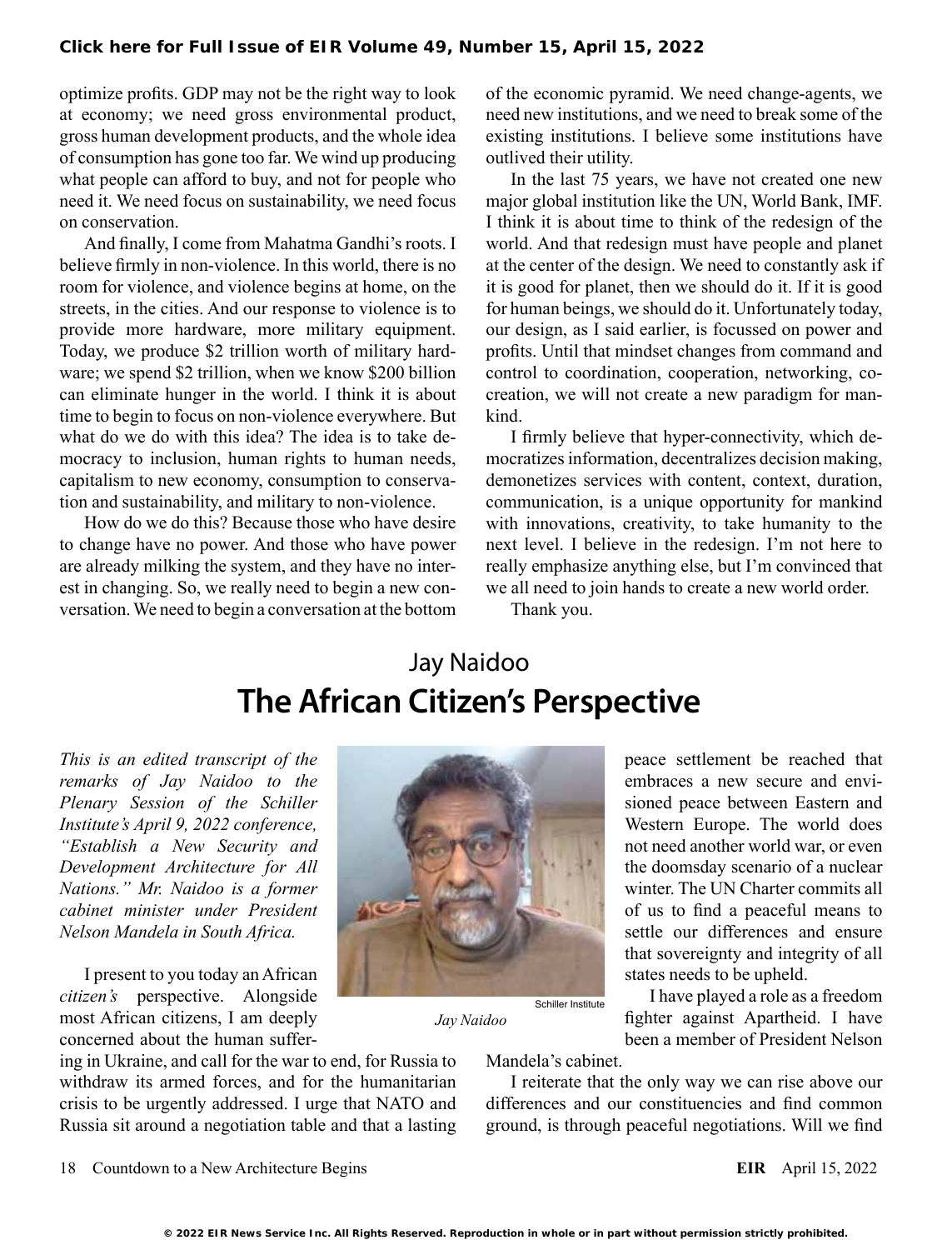optimize profits. GDP may not be the right way to look at economy; we need gross environmental product, gross human development products, and the whole idea of consumption has gone too far. We wind up producing what people can afford to buy, and not for people who need it. We need focus on sustainability, we need focus on conservation.

And finally, I come from Mahatma Gandhi's roots. I believe firmly in non-violence. In this world, there is no room for violence, and violence begins at home, on the streets, in the cities. And our response to violence is to provide more hardware, more military equipment. Today, we produce $2 trillion worth of military hardware; we spend $2 trillion, when we know $200 billion can eliminate hunger in the world. I think it is about time to begin to focus on non-violence everywhere. But what do we do with this idea? The idea is to take democracy to inclusion, human rights to human needs, capitalism to new economy, consumption to conservation and sustainability, and military to non-violence.

How do we do this? Because those who have desire to change have no power. And those who have power are already milking the system, and they have no interest in changing. So, we really need to begin a new conversation. We need to begin a conversation at the bottom of the economic pyramid. We need change-agents, we need new institutions, and we need to break some of the existing institutions. I believe some institutions have outlived their utility.

In the last 75 years, we have not created one new major global institution like the UN, World Bank, IMF. I think it is about time to think of the redesign of the world. And that redesign must have people and planet at the center of the design. We need to constantly ask if it is good for planet, then we should do it. If it is good for human beings, we should do it. Unfortunately today, our design, as I said earlier, is focussed on power and profits. Until that mindset changes from command and control to coordination, cooperation, networking, co-creation, we will not create a new paradigm for mankind.

I firmly believe that hyper-connectivity, which democratizes information, decentralizes decision making, demonetizes services with content, context, duration, communication, is a unique opportunity for mankind with innovations, creativity, to take humanity to the next level. I believe in the redesign. I'm not here to really emphasize anything else, but I'm convinced that we all need to join hands to create a new world order.

Thank you.

## Jay Naidoo

# The African Citizen's Perspective

*This is an edited transcript of the remarks of Jay Naidoo to the Plenary Session of the Schiller Institute's April 9, 2022 conference, "Establish a New Security and Development Architecture for All Nations." Mr. Naidoo is a former cabinet minister under President Nelson Mandela in South Africa.*

Schiller Institute

*Jay Naidoo*

I present to you today an African *citizen's* perspective. Alongside most African citizens, I am deeply concerned about the human suffering in Ukraine, and call for the war to end, for Russia to withdraw its armed forces, and for the humanitarian crisis to be urgently addressed. I urge that NATO and Russia sit around a negotiation table and that a lasting peace settlement be reached that embraces a new secure and envisioned peace between Eastern and Western Europe. The world does not need another world war, or even the doomsday scenario of a nuclear winter. The UN Charter commits all of us to find a peaceful means to settle our differences and ensure that sovereignty and integrity of all states needs to be upheld.

I have played a role as a freedom fighter against Apartheid. I have been a member of President Nelson Mandela's cabinet.

I reiterate that the only way we can rise above our differences and our constituencies and find common ground, is through peaceful negotiations. Will we find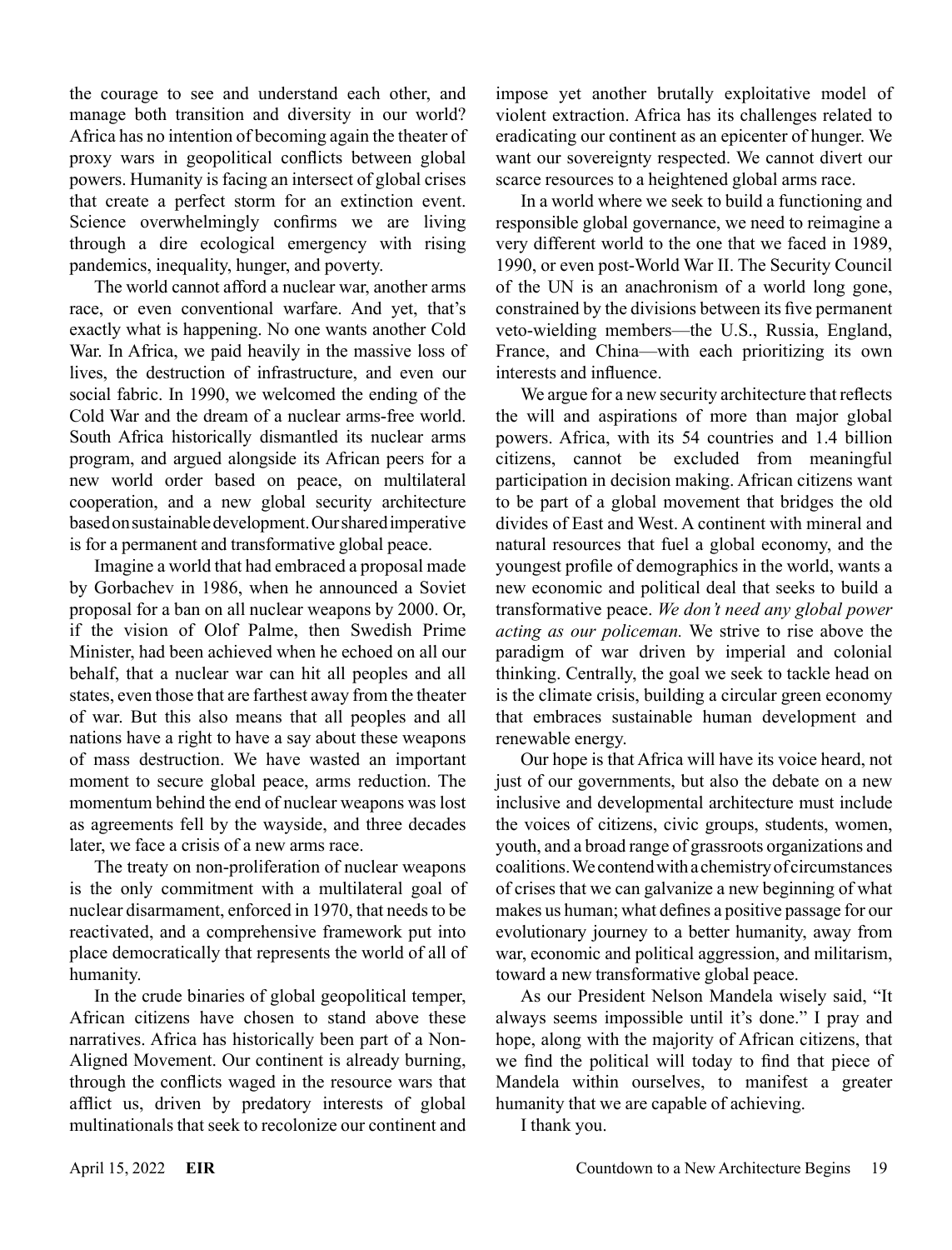the courage to see and understand each other, and manage both transition and diversity in our world? Africa has no intention of becoming again the theater of proxy wars in geopolitical conflicts between global powers. Humanity is facing an intersect of global crises that create a perfect storm for an extinction event. Science overwhelmingly confirms we are living through a dire ecological emergency with rising pandemics, inequality, hunger, and poverty.

The world cannot afford a nuclear war, another arms race, or even conventional warfare. And yet, that's exactly what is happening. No one wants another Cold War. In Africa, we paid heavily in the massive loss of lives, the destruction of infrastructure, and even our social fabric. In 1990, we welcomed the ending of the Cold War and the dream of a nuclear arms-free world. South Africa historically dismantled its nuclear arms program, and argued alongside its African peers for a new world order based on peace, on multilateral cooperation, and a new global security architecture based on sustainable development. Our shared imperative is for a permanent and transformative global peace.

Imagine a world that had embraced a proposal made by Gorbachev in 1986, when he announced a Soviet proposal for a ban on all nuclear weapons by 2000. Or, if the vision of Olof Palme, then Swedish Prime Minister, had been achieved when he echoed on all our behalf, that a nuclear war can hit all peoples and all states, even those that are farthest away from the theater of war. But this also means that all peoples and all nations have a right to have a say about these weapons of mass destruction. We have wasted an important moment to secure global peace, arms reduction. The momentum behind the end of nuclear weapons was lost as agreements fell by the wayside, and three decades later, we face a crisis of a new arms race.

The treaty on non-proliferation of nuclear weapons is the only commitment with a multilateral goal of nuclear disarmament, enforced in 1970, that needs to be reactivated, and a comprehensive framework put into place democratically that represents the world of all of humanity.

In the crude binaries of global geopolitical temper, African citizens have chosen to stand above these narratives. Africa has historically been part of a Non-Aligned Movement. Our continent is already burning, through the conflicts waged in the resource wars that afflict us, driven by predatory interests of global multinationals that seek to recolonize our continent and impose yet another brutally exploitative model of violent extraction. Africa has its challenges related to eradicating our continent as an epicenter of hunger. We want our sovereignty respected. We cannot divert our scarce resources to a heightened global arms race.

In a world where we seek to build a functioning and responsible global governance, we need to reimagine a very different world to the one that we faced in 1989, 1990, or even post-World War II. The Security Council of the UN is an anachronism of a world long gone, constrained by the divisions between its five permanent veto-wielding members—the U.S., Russia, England, France, and China—with each prioritizing its own interests and influence.

We argue for a new security architecture that reflects the will and aspirations of more than major global powers. Africa, with its 54 countries and 1.4 billion citizens, cannot be excluded from meaningful participation in decision making. African citizens want to be part of a global movement that bridges the old divides of East and West. A continent with mineral and natural resources that fuel a global economy, and the youngest profile of demographics in the world, wants a new economic and political deal that seeks to build a transformative peace. *We don't need any global power acting as our policeman.* We strive to rise above the paradigm of war driven by imperial and colonial thinking. Centrally, the goal we seek to tackle head on is the climate crisis, building a circular green economy that embraces sustainable human development and renewable energy.

Our hope is that Africa will have its voice heard, not just of our governments, but also the debate on a new inclusive and developmental architecture must include the voices of citizens, civic groups, students, women, youth, and a broad range of grassroots organizations and coalitions. We contend with a chemistry of circumstances of crises that we can galvanize a new beginning of what makes us human; what defines a positive passage for our evolutionary journey to a better humanity, away from war, economic and political aggression, and militarism, toward a new transformative global peace.

As our President Nelson Mandela wisely said, "It always seems impossible until it's done." I pray and hope, along with the majority of African citizens, that we find the political will today to find that piece of Mandela within ourselves, to manifest a greater humanity that we are capable of achieving.

I thank you.